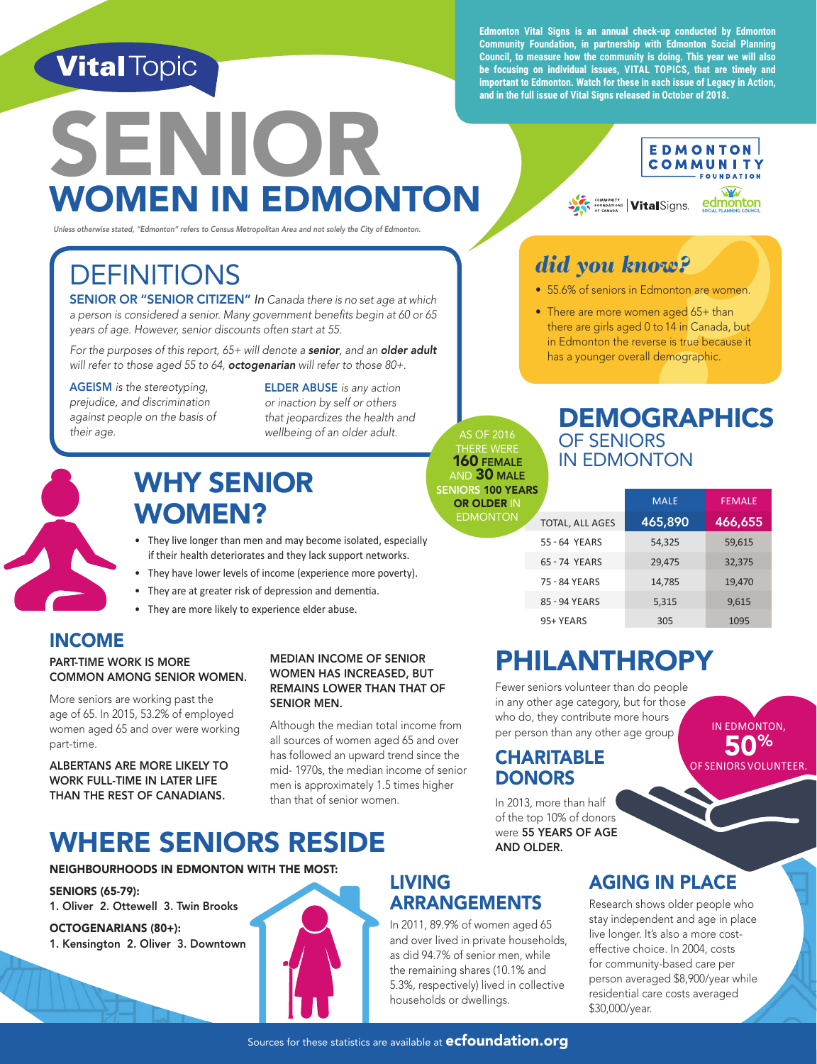Vital Topic

# SENIOR WOMEN IN EDMONTON

*Unless otherwise stated, "Edmonton" refers to Census Metropolitan Area and not solely the City of Edmonton.*

**Edmonton Vital Signs is an annual check-up conducted by Edmonton Community Foundation, in partnership with Edmonton Social Planning Council, to measure how the community is doing. This year we will also be focusing on individual issues, VITAL TOPICS, that are timely and important to Edmonton. Watch for these in each issue of Legacy in Action, and in the full issue of Vital Signs released in October of 2018.**

EDMONTON COMMUNITY FOUNDATION | Community Foundations of Canada | VitalSigns. | edmonton social planning council

## DEFINITIONS

**SENIOR OR "SENIOR CITIZEN"** *In Canada there is no set age at which a person is considered a senior. Many government benefits begin at 60 or 65 years of age. However, senior discounts often start at 55.*

*For the purposes of this report, 65+ will denote a* ***senior****, and an* ***older adult*** *will refer to those aged 55 to 64,* ***octogenarian*** *will refer to those 80+.*

**AGEISM** *is the stereotyping, prejudice, and discrimination against people on the basis of their age.*

**ELDER ABUSE** *is any action or inaction by self or others that jeopardizes the health and wellbeing of an older adult.*

## did you know?

- 55.6% of seniors in Edmonton are women.
- There are more women aged 65+ than there are girls aged 0 to 14 in Canada, but in Edmonton the reverse is true because it has a younger overall demographic.

## WHY SENIOR WOMEN?

- They live longer than men and may become isolated, especially if their health deteriorates and they lack support networks.
- They have lower levels of income (experience more poverty).
- They are at greater risk of depression and dementia.
- They are more likely to experience elder abuse.

AS OF 2016 THERE WERE **160 FEMALE** AND **30 MALE SENIORS 100 YEARS OR OLDER** IN EDMONTON

## DEMOGRAPHICS OF SENIORS IN EDMONTON

| | MALE | FEMALE |
|---|---|---|
| TOTAL, ALL AGES | 465,890 | 466,655 |
| 55 - 64 YEARS | 54,325 | 59,615 |
| 65 - 74 YEARS | 29,475 | 32,375 |
| 75 - 84 YEARS | 14,785 | 19,470 |
| 85 - 94 YEARS | 5,315 | 9,615 |
| 95+ YEARS | 305 | 1095 |

## INCOME

**PART-TIME WORK IS MORE COMMON AMONG SENIOR WOMEN.**

More seniors are working past the age of 65. In 2015, 53.2% of employed women aged 65 and over were working part-time.

**ALBERTANS ARE MORE LIKELY TO WORK FULL-TIME IN LATER LIFE THAN THE REST OF CANADIANS.**

**MEDIAN INCOME OF SENIOR WOMEN HAS INCREASED, BUT REMAINS LOWER THAN THAT OF SENIOR MEN.**

Although the median total income from all sources of women aged 65 and over has followed an upward trend since the mid- 1970s, the median income of senior men is approximately 1.5 times higher than that of senior women.

## PHILANTHROPY

Fewer seniors volunteer than do people in any other age category, but for those who do, they contribute more hours per person than any other age group

IN EDMONTON, **50%** OF SENIORS VOLUNTEER.

### CHARITABLE DONORS

In 2013, more than half of the top 10% of donors were **55 YEARS OF AGE AND OLDER.**

## WHERE SENIORS RESIDE

**NEIGHBOURHOODS IN EDMONTON WITH THE MOST:**

**SENIORS (65-79):**
1. Oliver 2. Ottewell 3. Twin Brooks

**OCTOGENARIANS (80+):**
1. Kensington 2. Oliver 3. Downtown

### LIVING ARRANGEMENTS

In 2011, 89.9% of women aged 65 and over lived in private households, as did 94.7% of senior men, while the remaining shares (10.1% and 5.3%, respectively) lived in collective households or dwellings.

### AGING IN PLACE

Research shows older people who stay independent and age in place live longer. It's also a more cost-effective choice. In 2004, costs for community-based care per person averaged $8,900/year while residential care costs averaged $30,000/year.

Sources for these statistics are available at **ecfoundation.org**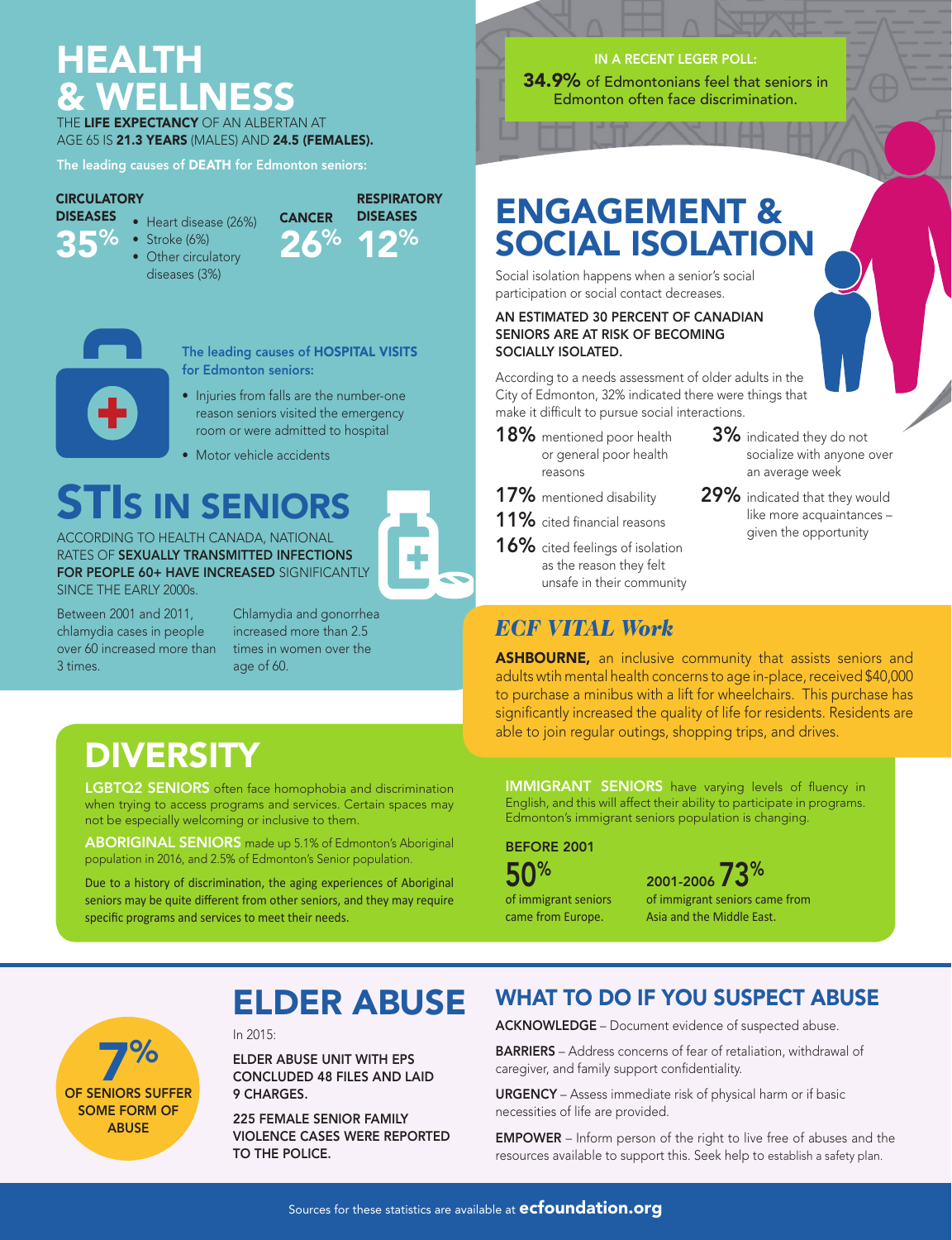# HEALTH & WELLNESS

THE **LIFE EXPECTANCY** OF AN ALBERTAN AT AGE 65 IS **21.3 YEARS** (MALES) AND **24.5 (FEMALES).**

**The leading causes of DEATH for Edmonton seniors:**

**CIRCULATORY DISEASES 35%**
- Heart disease (26%)
- Stroke (6%)
- Other circulatory diseases (3%)

**CANCER 26%**

**RESPIRATORY DISEASES 12%**

**The leading causes of HOSPITAL VISITS for Edmonton seniors:**

- Injuries from falls are the number-one reason seniors visited the emergency room or were admitted to hospital
- Motor vehicle accidents

# STIs IN SENIORS

ACCORDING TO HEALTH CANADA, NATIONAL RATES OF **SEXUALLY TRANSMITTED INFECTIONS FOR PEOPLE 60+ HAVE INCREASED** SIGNIFICANTLY SINCE THE EARLY 2000s.

Between 2001 and 2011, chlamydia cases in people over 60 increased more than 3 times.

Chlamydia and gonorrhea increased more than 2.5 times in women over the age of 60.

IN A RECENT LEGER POLL:
**34.9%** of Edmontonians feel that seniors in Edmonton often face discrimination.

# ENGAGEMENT & SOCIAL ISOLATION

Social isolation happens when a senior's social participation or social contact decreases.

**AN ESTIMATED 30 PERCENT OF CANADIAN SENIORS ARE AT RISK OF BECOMING SOCIALLY ISOLATED.**

According to a needs assessment of older adults in the City of Edmonton, 32% indicated there were things that make it difficult to pursue social interactions.

**18%** mentioned poor health or general poor health reasons

**17%** mentioned disability

**11%** cited financial reasons

**16%** cited feelings of isolation as the reason they felt unsafe in their community

**3%** indicated they do not socialize with anyone over an average week

**29%** indicated that they would like more acquaintances – given the opportunity

## *ECF VITAL Work*

**ASHBOURNE,** an inclusive community that assists seniors and adults wtih mental health concerns to age in-place, received $40,000 to purchase a minibus with a lift for wheelchairs. This purchase has significantly increased the quality of life for residents. Residents are able to join regular outings, shopping trips, and drives.

# DIVERSITY

**LGBTQ2 SENIORS** often face homophobia and discrimination when trying to access programs and services. Certain spaces may not be especially welcoming or inclusive to them.

**ABORIGINAL SENIORS** made up 5.1% of Edmonton's Aboriginal population in 2016, and 2.5% of Edmonton's Senior population.

Due to a history of discrimination, the aging experiences of Aboriginal seniors may be quite different from other seniors, and they may require specific programs and services to meet their needs.

**IMMIGRANT SENIORS** have varying levels of fluency in English, and this will affect their ability to participate in programs. Edmonton's immigrant seniors population is changing.

**BEFORE 2001**
**50%** of immigrant seniors came from Europe.

**2001-2006 73%** of immigrant seniors came from Asia and the Middle East.

**7% OF SENIORS SUFFER SOME FORM OF ABUSE**

# ELDER ABUSE

In 2015:

**ELDER ABUSE UNIT WITH EPS CONCLUDED 48 FILES AND LAID 9 CHARGES.**

**225 FEMALE SENIOR FAMILY VIOLENCE CASES WERE REPORTED TO THE POLICE.**

## WHAT TO DO IF YOU SUSPECT ABUSE

**ACKNOWLEDGE** – Document evidence of suspected abuse.

**BARRIERS** – Address concerns of fear of retaliation, withdrawal of caregiver, and family support confidentiality.

**URGENCY** – Assess immediate risk of physical harm or if basic necessities of life are provided.

**EMPOWER** – Inform person of the right to live free of abuses and the resources available to support this. Seek help to establish a safety plan.

Sources for these statistics are available at **ecfoundation.org**